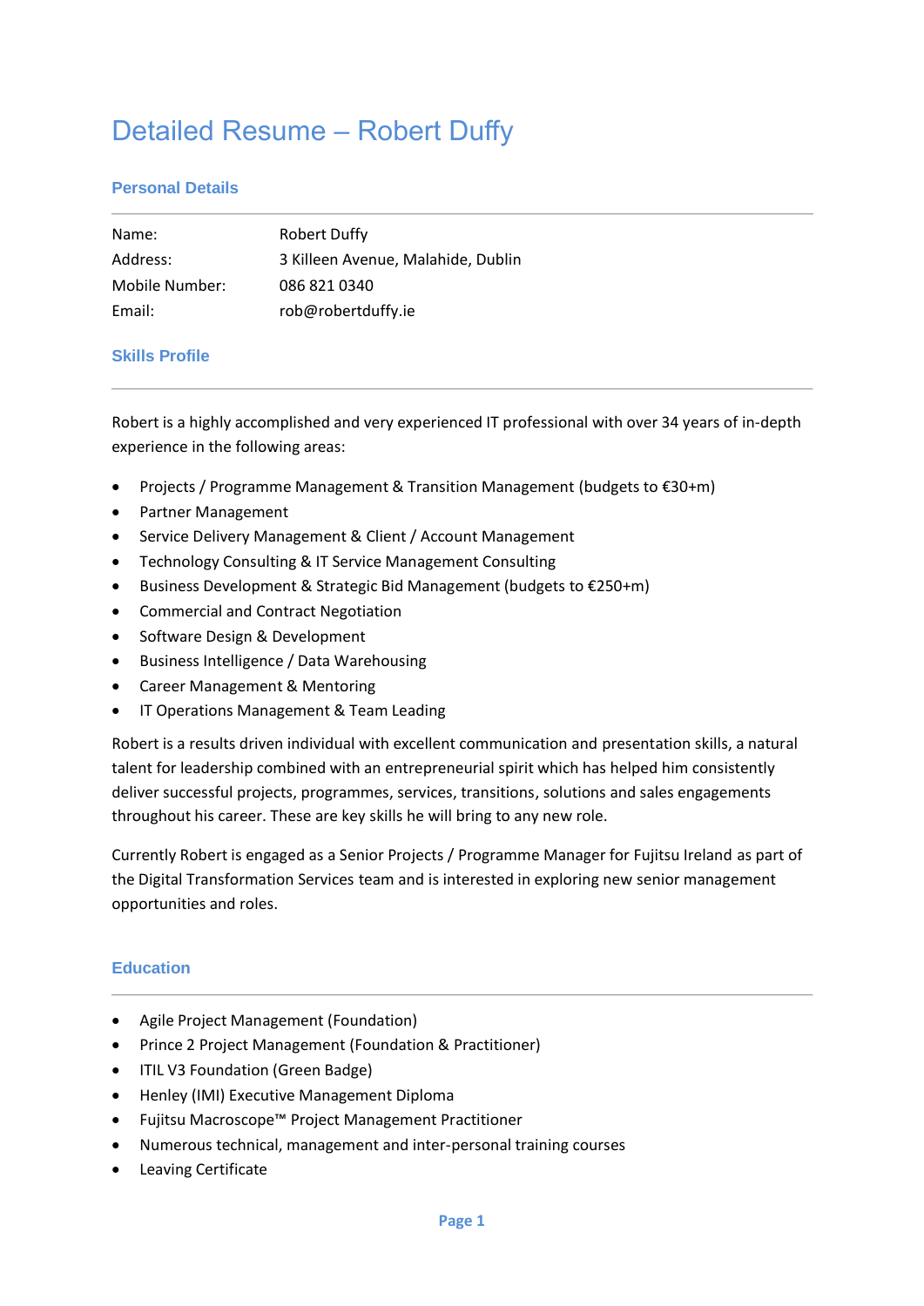# Detailed Resume – Robert Duffy

## Personal Details

| | |
|---|---|
| Name: | Robert Duffy |
| Address: | 3 Killeen Avenue, Malahide, Dublin |
| Mobile Number: | 086 821 0340 |
| Email: | rob@robertduffy.ie |

## Skills Profile

Robert is a highly accomplished and very experienced IT professional with over 34 years of in-depth experience in the following areas:

- Projects / Programme Management & Transition Management (budgets to €30+m)
- Partner Management
- Service Delivery Management & Client / Account Management
- Technology Consulting & IT Service Management Consulting
- Business Development & Strategic Bid Management (budgets to €250+m)
- Commercial and Contract Negotiation
- Software Design & Development
- Business Intelligence / Data Warehousing
- Career Management & Mentoring
- IT Operations Management & Team Leading

Robert is a results driven individual with excellent communication and presentation skills, a natural talent for leadership combined with an entrepreneurial spirit which has helped him consistently deliver successful projects, programmes, services, transitions, solutions and sales engagements throughout his career. These are key skills he will bring to any new role.

Currently Robert is engaged as a Senior Projects / Programme Manager for Fujitsu Ireland as part of the Digital Transformation Services team and is interested in exploring new senior management opportunities and roles.

## Education

- Agile Project Management (Foundation)
- Prince 2 Project Management (Foundation & Practitioner)
- ITIL V3 Foundation (Green Badge)
- Henley (IMI) Executive Management Diploma
- Fujitsu Macroscope™ Project Management Practitioner
- Numerous technical, management and inter-personal training courses
- Leaving Certificate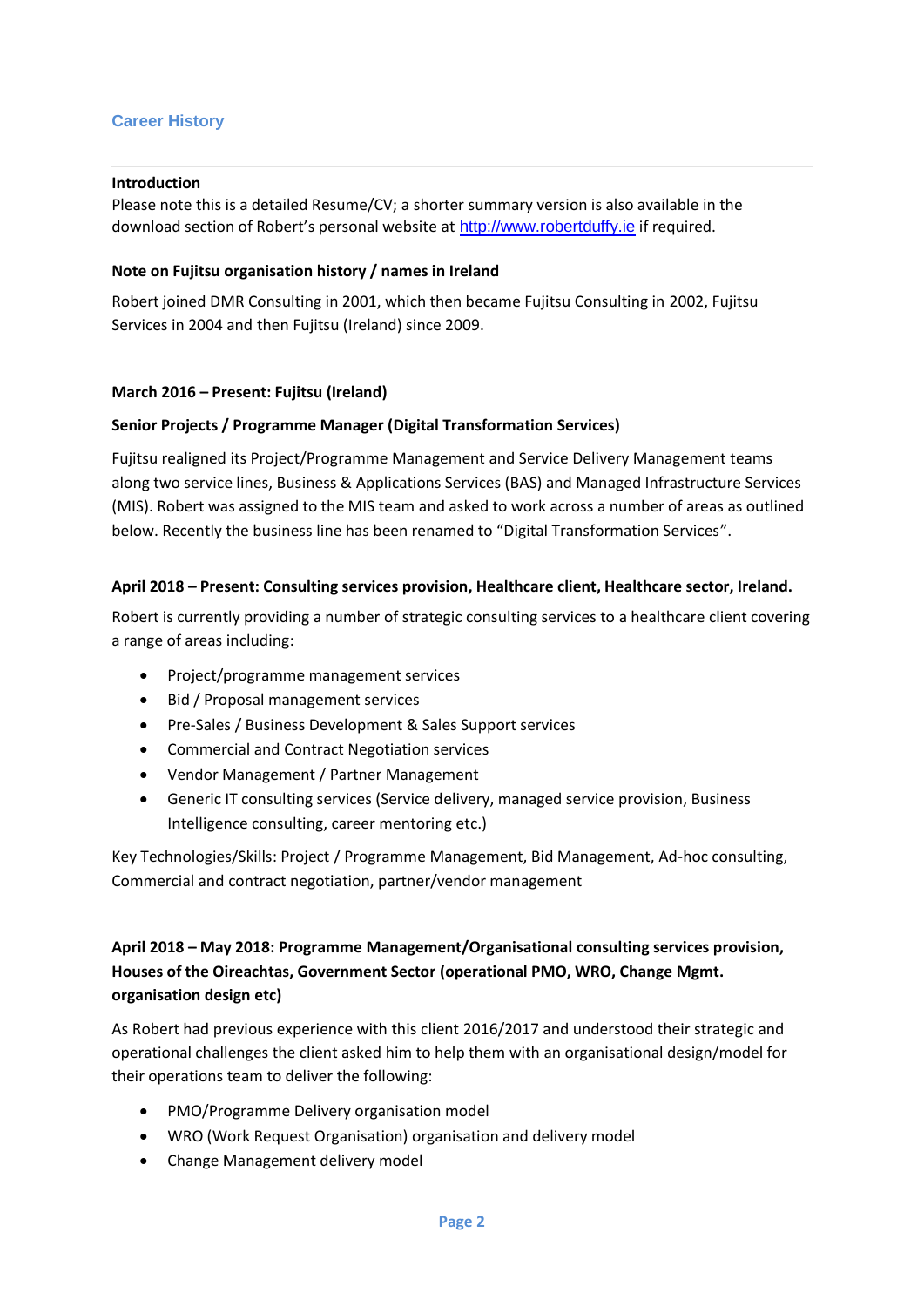## Career History

---

**Introduction**

Please note this is a detailed Resume/CV; a shorter summary version is also available in the download section of Robert's personal website at [http://www.robertduffy.ie](http://www.robertduffy.ie) if required.

**Note on Fujitsu organisation history / names in Ireland**

Robert joined DMR Consulting in 2001, which then became Fujitsu Consulting in 2002, Fujitsu Services in 2004 and then Fujitsu (Ireland) since 2009.

**March 2016 – Present: Fujitsu (Ireland)**

**Senior Projects / Programme Manager (Digital Transformation Services)**

Fujitsu realigned its Project/Programme Management and Service Delivery Management teams along two service lines, Business & Applications Services (BAS) and Managed Infrastructure Services (MIS). Robert was assigned to the MIS team and asked to work across a number of areas as outlined below. Recently the business line has been renamed to "Digital Transformation Services".

**April 2018 – Present: Consulting services provision, Healthcare client, Healthcare sector, Ireland.**

Robert is currently providing a number of strategic consulting services to a healthcare client covering a range of areas including:

- Project/programme management services
- Bid / Proposal management services
- Pre-Sales / Business Development & Sales Support services
- Commercial and Contract Negotiation services
- Vendor Management / Partner Management
- Generic IT consulting services (Service delivery, managed service provision, Business Intelligence consulting, career mentoring etc.)

Key Technologies/Skills: Project / Programme Management, Bid Management, Ad-hoc consulting, Commercial and contract negotiation, partner/vendor management

**April 2018 – May 2018: Programme Management/Organisational consulting services provision, Houses of the Oireachtas, Government Sector (operational PMO, WRO, Change Mgmt. organisation design etc)**

As Robert had previous experience with this client 2016/2017 and understood their strategic and operational challenges the client asked him to help them with an organisational design/model for their operations team to deliver the following:

- PMO/Programme Delivery organisation model
- WRO (Work Request Organisation) organisation and delivery model
- Change Management delivery model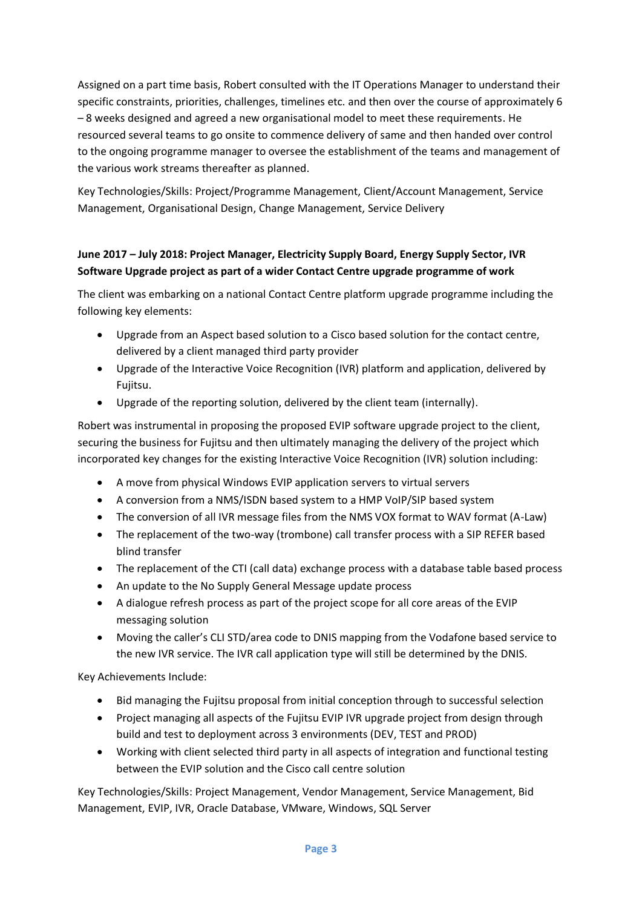Assigned on a part time basis, Robert consulted with the IT Operations Manager to understand their specific constraints, priorities, challenges, timelines etc. and then over the course of approximately 6 – 8 weeks designed and agreed a new organisational model to meet these requirements. He resourced several teams to go onsite to commence delivery of same and then handed over control to the ongoing programme manager to oversee the establishment of the teams and management of the various work streams thereafter as planned.

Key Technologies/Skills: Project/Programme Management, Client/Account Management, Service Management, Organisational Design, Change Management, Service Delivery

**June 2017 – July 2018: Project Manager, Electricity Supply Board, Energy Supply Sector, IVR Software Upgrade project as part of a wider Contact Centre upgrade programme of work**

The client was embarking on a national Contact Centre platform upgrade programme including the following key elements:

- Upgrade from an Aspect based solution to a Cisco based solution for the contact centre, delivered by a client managed third party provider
- Upgrade of the Interactive Voice Recognition (IVR) platform and application, delivered by Fujitsu.
- Upgrade of the reporting solution, delivered by the client team (internally).

Robert was instrumental in proposing the proposed EVIP software upgrade project to the client, securing the business for Fujitsu and then ultimately managing the delivery of the project which incorporated key changes for the existing Interactive Voice Recognition (IVR) solution including:

- A move from physical Windows EVIP application servers to virtual servers
- A conversion from a NMS/ISDN based system to a HMP VoIP/SIP based system
- The conversion of all IVR message files from the NMS VOX format to WAV format (A-Law)
- The replacement of the two-way (trombone) call transfer process with a SIP REFER based blind transfer
- The replacement of the CTI (call data) exchange process with a database table based process
- An update to the No Supply General Message update process
- A dialogue refresh process as part of the project scope for all core areas of the EVIP messaging solution
- Moving the caller's CLI STD/area code to DNIS mapping from the Vodafone based service to the new IVR service. The IVR call application type will still be determined by the DNIS.

Key Achievements Include:

- Bid managing the Fujitsu proposal from initial conception through to successful selection
- Project managing all aspects of the Fujitsu EVIP IVR upgrade project from design through build and test to deployment across 3 environments (DEV, TEST and PROD)
- Working with client selected third party in all aspects of integration and functional testing between the EVIP solution and the Cisco call centre solution

Key Technologies/Skills: Project Management, Vendor Management, Service Management, Bid Management, EVIP, IVR, Oracle Database, VMware, Windows, SQL Server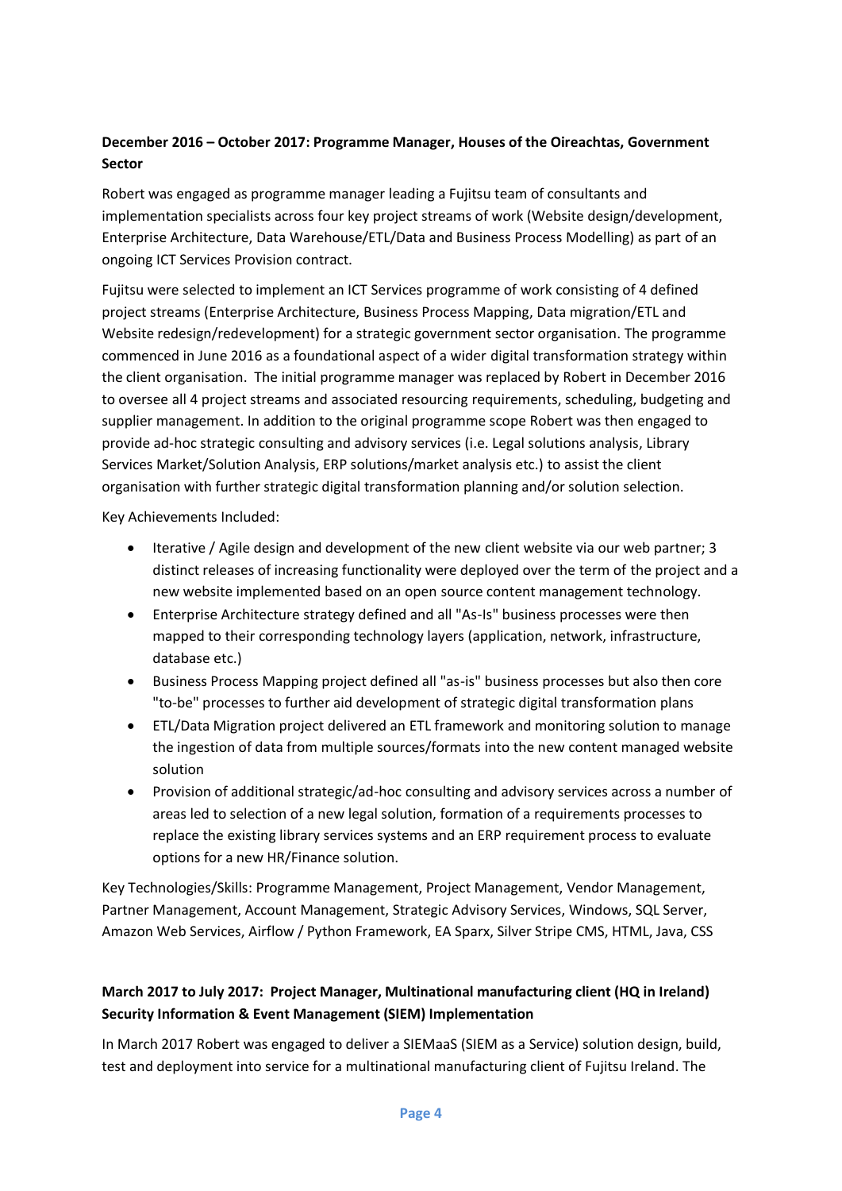**December 2016 – October 2017: Programme Manager, Houses of the Oireachtas, Government Sector**

Robert was engaged as programme manager leading a Fujitsu team of consultants and implementation specialists across four key project streams of work (Website design/development, Enterprise Architecture, Data Warehouse/ETL/Data and Business Process Modelling) as part of an ongoing ICT Services Provision contract.

Fujitsu were selected to implement an ICT Services programme of work consisting of 4 defined project streams (Enterprise Architecture, Business Process Mapping, Data migration/ETL and Website redesign/redevelopment) for a strategic government sector organisation. The programme commenced in June 2016 as a foundational aspect of a wider digital transformation strategy within the client organisation. The initial programme manager was replaced by Robert in December 2016 to oversee all 4 project streams and associated resourcing requirements, scheduling, budgeting and supplier management. In addition to the original programme scope Robert was then engaged to provide ad-hoc strategic consulting and advisory services (i.e. Legal solutions analysis, Library Services Market/Solution Analysis, ERP solutions/market analysis etc.) to assist the client organisation with further strategic digital transformation planning and/or solution selection.

Key Achievements Included:

- Iterative / Agile design and development of the new client website via our web partner; 3 distinct releases of increasing functionality were deployed over the term of the project and a new website implemented based on an open source content management technology.
- Enterprise Architecture strategy defined and all "As-Is" business processes were then mapped to their corresponding technology layers (application, network, infrastructure, database etc.)
- Business Process Mapping project defined all "as-is" business processes but also then core "to-be" processes to further aid development of strategic digital transformation plans
- ETL/Data Migration project delivered an ETL framework and monitoring solution to manage the ingestion of data from multiple sources/formats into the new content managed website solution
- Provision of additional strategic/ad-hoc consulting and advisory services across a number of areas led to selection of a new legal solution, formation of a requirements processes to replace the existing library services systems and an ERP requirement process to evaluate options for a new HR/Finance solution.

Key Technologies/Skills: Programme Management, Project Management, Vendor Management, Partner Management, Account Management, Strategic Advisory Services, Windows, SQL Server, Amazon Web Services, Airflow / Python Framework, EA Sparx, Silver Stripe CMS, HTML, Java, CSS

**March 2017 to July 2017: Project Manager, Multinational manufacturing client (HQ in Ireland) Security Information & Event Management (SIEM) Implementation**

In March 2017 Robert was engaged to deliver a SIEMaaS (SIEM as a Service) solution design, build, test and deployment into service for a multinational manufacturing client of Fujitsu Ireland. The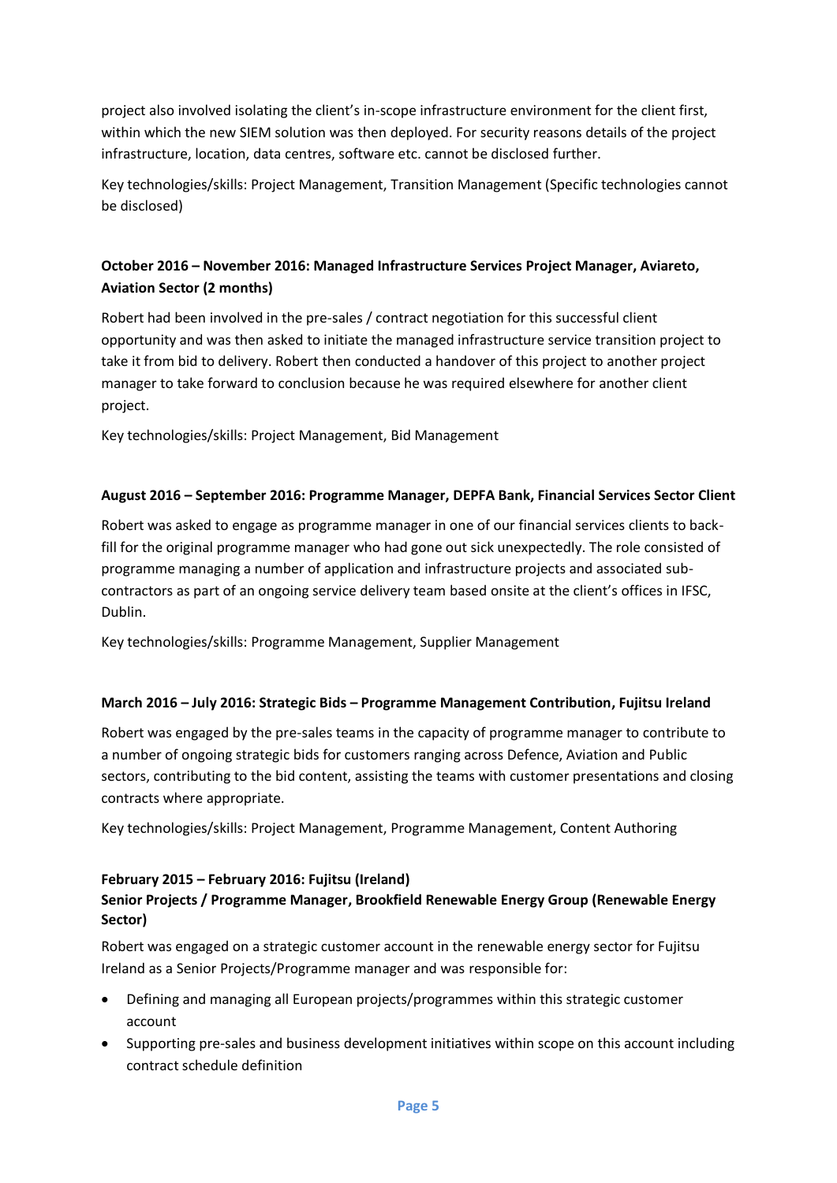project also involved isolating the client's in-scope infrastructure environment for the client first, within which the new SIEM solution was then deployed. For security reasons details of the project infrastructure, location, data centres, software etc. cannot be disclosed further.

Key technologies/skills: Project Management, Transition Management (Specific technologies cannot be disclosed)

**October 2016 – November 2016: Managed Infrastructure Services Project Manager, Aviareto, Aviation Sector (2 months)**

Robert had been involved in the pre-sales / contract negotiation for this successful client opportunity and was then asked to initiate the managed infrastructure service transition project to take it from bid to delivery. Robert then conducted a handover of this project to another project manager to take forward to conclusion because he was required elsewhere for another client project.

Key technologies/skills: Project Management, Bid Management

**August 2016 – September 2016: Programme Manager, DEPFA Bank, Financial Services Sector Client**

Robert was asked to engage as programme manager in one of our financial services clients to back-fill for the original programme manager who had gone out sick unexpectedly. The role consisted of programme managing a number of application and infrastructure projects and associated sub-contractors as part of an ongoing service delivery team based onsite at the client's offices in IFSC, Dublin.

Key technologies/skills: Programme Management, Supplier Management

**March 2016 – July 2016: Strategic Bids – Programme Management Contribution, Fujitsu Ireland**

Robert was engaged by the pre-sales teams in the capacity of programme manager to contribute to a number of ongoing strategic bids for customers ranging across Defence, Aviation and Public sectors, contributing to the bid content, assisting the teams with customer presentations and closing contracts where appropriate.

Key technologies/skills: Project Management, Programme Management, Content Authoring

**February 2015 – February 2016: Fujitsu (Ireland)**
**Senior Projects / Programme Manager, Brookfield Renewable Energy Group (Renewable Energy Sector)**

Robert was engaged on a strategic customer account in the renewable energy sector for Fujitsu Ireland as a Senior Projects/Programme manager and was responsible for:

- Defining and managing all European projects/programmes within this strategic customer account
- Supporting pre-sales and business development initiatives within scope on this account including contract schedule definition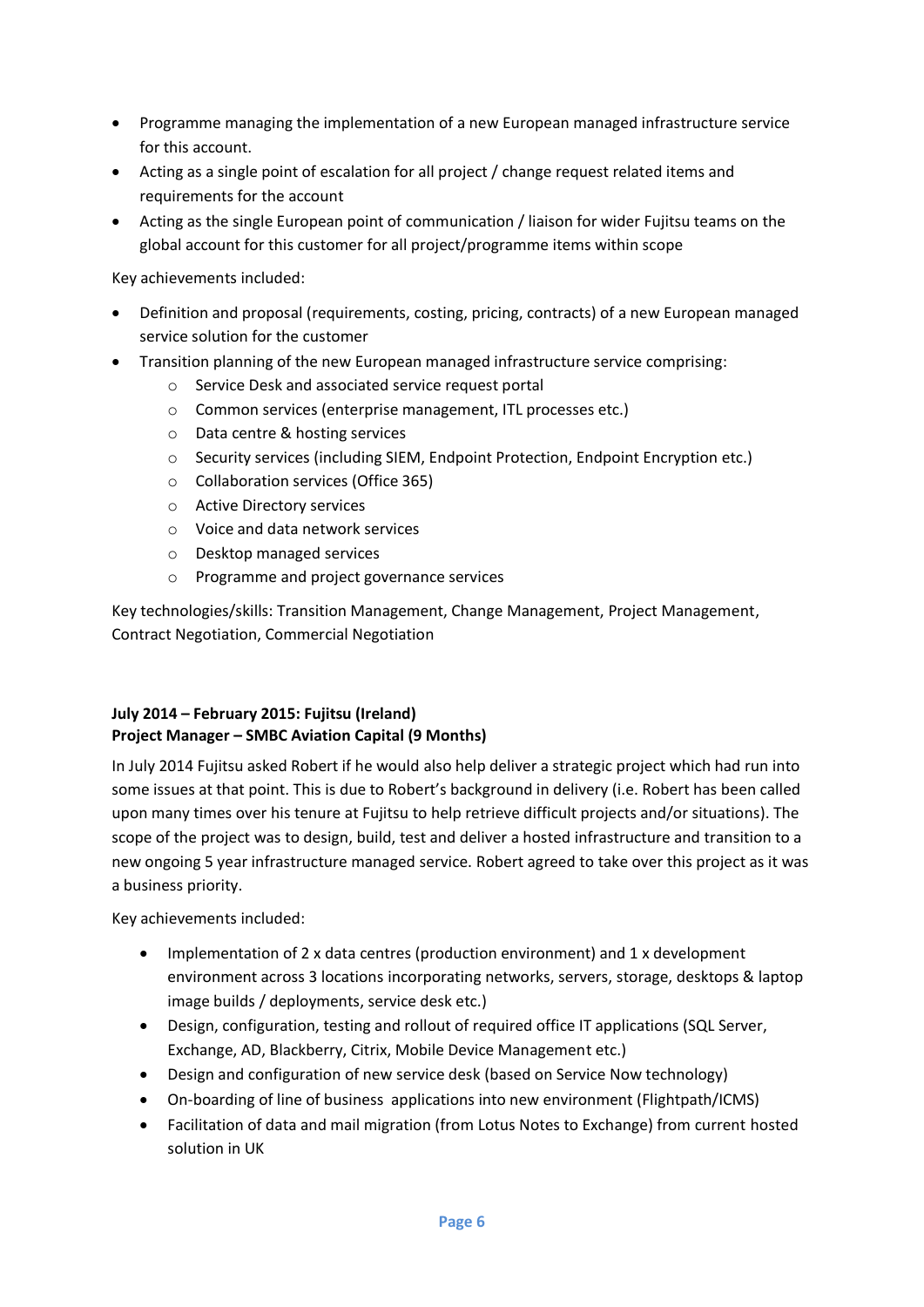- Programme managing the implementation of a new European managed infrastructure service for this account.
- Acting as a single point of escalation for all project / change request related items and requirements for the account
- Acting as the single European point of communication / liaison for wider Fujitsu teams on the global account for this customer for all project/programme items within scope

Key achievements included:

- Definition and proposal (requirements, costing, pricing, contracts) of a new European managed service solution for the customer
- Transition planning of the new European managed infrastructure service comprising:
    - Service Desk and associated service request portal
    - Common services (enterprise management, ITL processes etc.)
    - Data centre & hosting services
    - Security services (including SIEM, Endpoint Protection, Endpoint Encryption etc.)
    - Collaboration services (Office 365)
    - Active Directory services
    - Voice and data network services
    - Desktop managed services
    - Programme and project governance services

Key technologies/skills: Transition Management, Change Management, Project Management, Contract Negotiation, Commercial Negotiation

**July 2014 – February 2015: Fujitsu (Ireland)**
**Project Manager – SMBC Aviation Capital (9 Months)**

In July 2014 Fujitsu asked Robert if he would also help deliver a strategic project which had run into some issues at that point. This is due to Robert's background in delivery (i.e. Robert has been called upon many times over his tenure at Fujitsu to help retrieve difficult projects and/or situations). The scope of the project was to design, build, test and deliver a hosted infrastructure and transition to a new ongoing 5 year infrastructure managed service. Robert agreed to take over this project as it was a business priority.

Key achievements included:

- Implementation of 2 x data centres (production environment) and 1 x development environment across 3 locations incorporating networks, servers, storage, desktops & laptop image builds / deployments, service desk etc.)
- Design, configuration, testing and rollout of required office IT applications (SQL Server, Exchange, AD, Blackberry, Citrix, Mobile Device Management etc.)
- Design and configuration of new service desk (based on Service Now technology)
- On-boarding of line of business applications into new environment (Flightpath/ICMS)
- Facilitation of data and mail migration (from Lotus Notes to Exchange) from current hosted solution in UK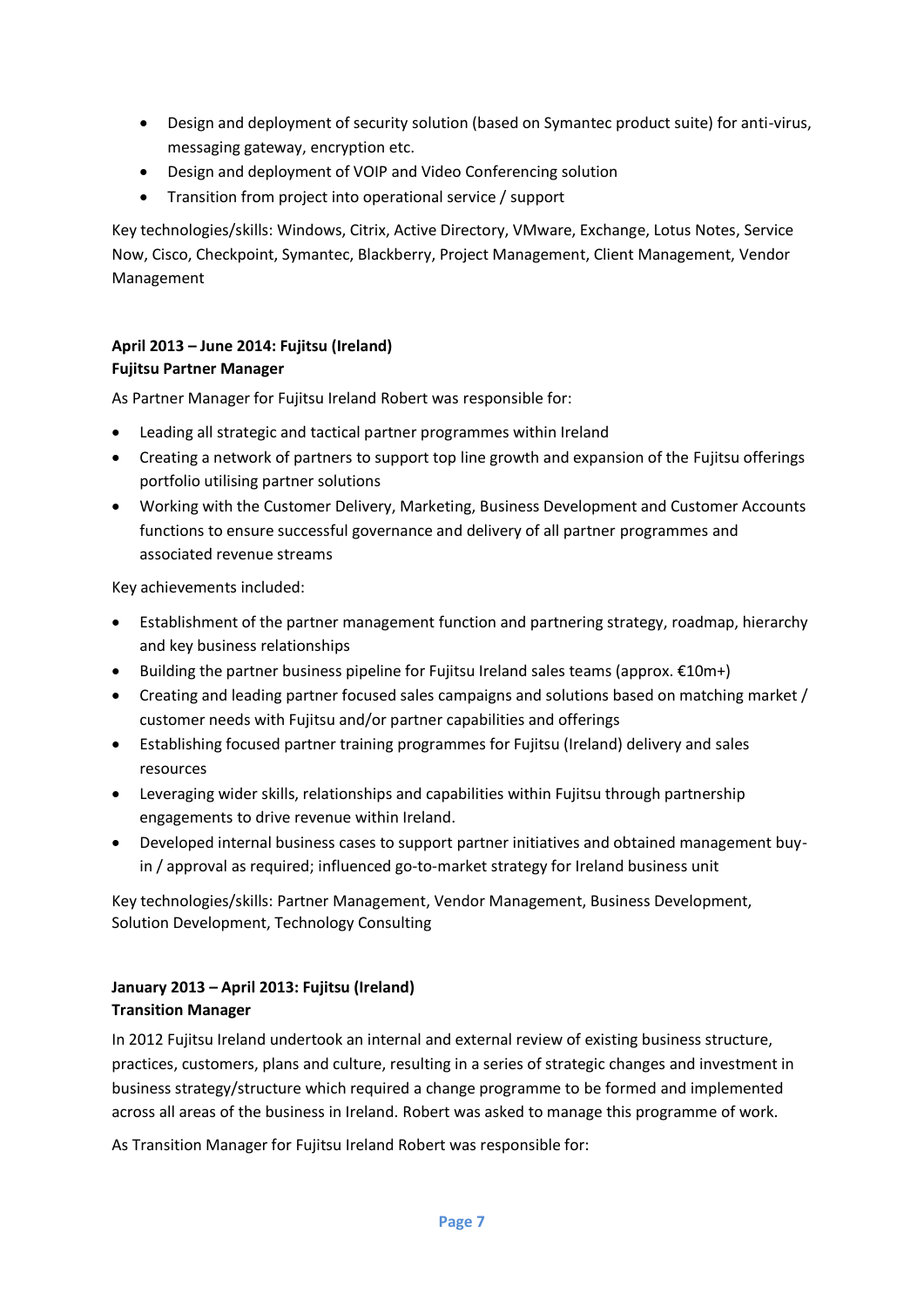- Design and deployment of security solution (based on Symantec product suite) for anti-virus, messaging gateway, encryption etc.
- Design and deployment of VOIP and Video Conferencing solution
- Transition from project into operational service / support

Key technologies/skills: Windows, Citrix, Active Directory, VMware, Exchange, Lotus Notes, Service Now, Cisco, Checkpoint, Symantec, Blackberry, Project Management, Client Management, Vendor Management

**April 2013 – June 2014: Fujitsu (Ireland)**
**Fujitsu Partner Manager**

As Partner Manager for Fujitsu Ireland Robert was responsible for:

- Leading all strategic and tactical partner programmes within Ireland
- Creating a network of partners to support top line growth and expansion of the Fujitsu offerings portfolio utilising partner solutions
- Working with the Customer Delivery, Marketing, Business Development and Customer Accounts functions to ensure successful governance and delivery of all partner programmes and associated revenue streams

Key achievements included:

- Establishment of the partner management function and partnering strategy, roadmap, hierarchy and key business relationships
- Building the partner business pipeline for Fujitsu Ireland sales teams (approx. €10m+)
- Creating and leading partner focused sales campaigns and solutions based on matching market / customer needs with Fujitsu and/or partner capabilities and offerings
- Establishing focused partner training programmes for Fujitsu (Ireland) delivery and sales resources
- Leveraging wider skills, relationships and capabilities within Fujitsu through partnership engagements to drive revenue within Ireland.
- Developed internal business cases to support partner initiatives and obtained management buy-in / approval as required; influenced go-to-market strategy for Ireland business unit

Key technologies/skills: Partner Management, Vendor Management, Business Development, Solution Development, Technology Consulting

**January 2013 – April 2013: Fujitsu (Ireland)**
**Transition Manager**

In 2012 Fujitsu Ireland undertook an internal and external review of existing business structure, practices, customers, plans and culture, resulting in a series of strategic changes and investment in business strategy/structure which required a change programme to be formed and implemented across all areas of the business in Ireland. Robert was asked to manage this programme of work.

As Transition Manager for Fujitsu Ireland Robert was responsible for: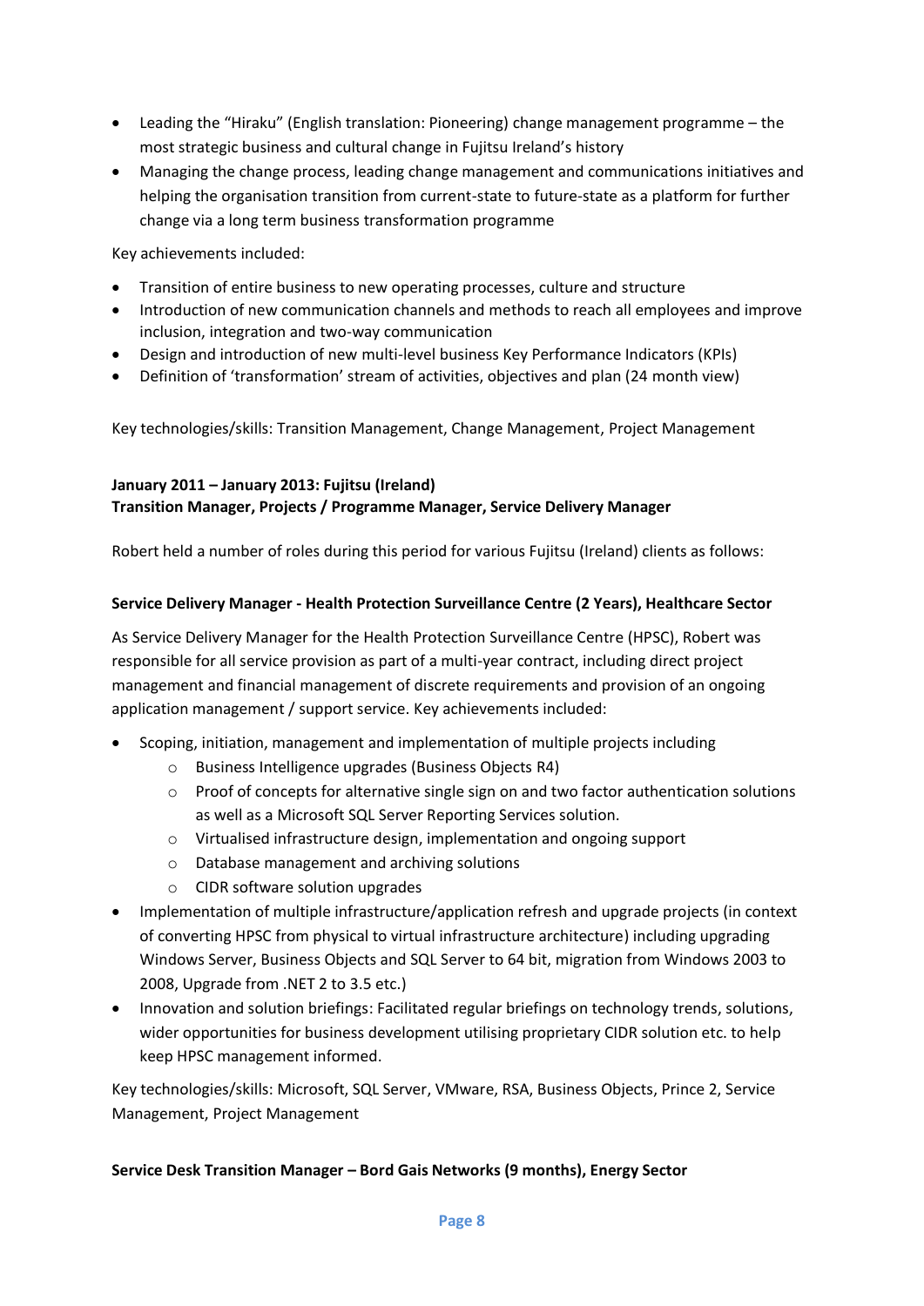- Leading the “Hiraku” (English translation: Pioneering) change management programme – the most strategic business and cultural change in Fujitsu Ireland’s history
- Managing the change process, leading change management and communications initiatives and helping the organisation transition from current-state to future-state as a platform for further change via a long term business transformation programme

Key achievements included:

- Transition of entire business to new operating processes, culture and structure
- Introduction of new communication channels and methods to reach all employees and improve inclusion, integration and two-way communication
- Design and introduction of new multi-level business Key Performance Indicators (KPIs)
- Definition of ‘transformation’ stream of activities, objectives and plan (24 month view)

Key technologies/skills: Transition Management, Change Management, Project Management

**January 2011 – January 2013: Fujitsu (Ireland)**
**Transition Manager, Projects / Programme Manager, Service Delivery Manager**

Robert held a number of roles during this period for various Fujitsu (Ireland) clients as follows:

**Service Delivery Manager - Health Protection Surveillance Centre (2 Years), Healthcare Sector**

As Service Delivery Manager for the Health Protection Surveillance Centre (HPSC), Robert was responsible for all service provision as part of a multi-year contract, including direct project management and financial management of discrete requirements and provision of an ongoing application management / support service. Key achievements included:

- Scoping, initiation, management and implementation of multiple projects including
  - Business Intelligence upgrades (Business Objects R4)
  - Proof of concepts for alternative single sign on and two factor authentication solutions as well as a Microsoft SQL Server Reporting Services solution.
  - Virtualised infrastructure design, implementation and ongoing support
  - Database management and archiving solutions
  - CIDR software solution upgrades
- Implementation of multiple infrastructure/application refresh and upgrade projects (in context of converting HPSC from physical to virtual infrastructure architecture) including upgrading Windows Server, Business Objects and SQL Server to 64 bit, migration from Windows 2003 to 2008, Upgrade from .NET 2 to 3.5 etc.)
- Innovation and solution briefings: Facilitated regular briefings on technology trends, solutions, wider opportunities for business development utilising proprietary CIDR solution etc. to help keep HPSC management informed.

Key technologies/skills: Microsoft, SQL Server, VMware, RSA, Business Objects, Prince 2, Service Management, Project Management

**Service Desk Transition Manager – Bord Gais Networks (9 months), Energy Sector**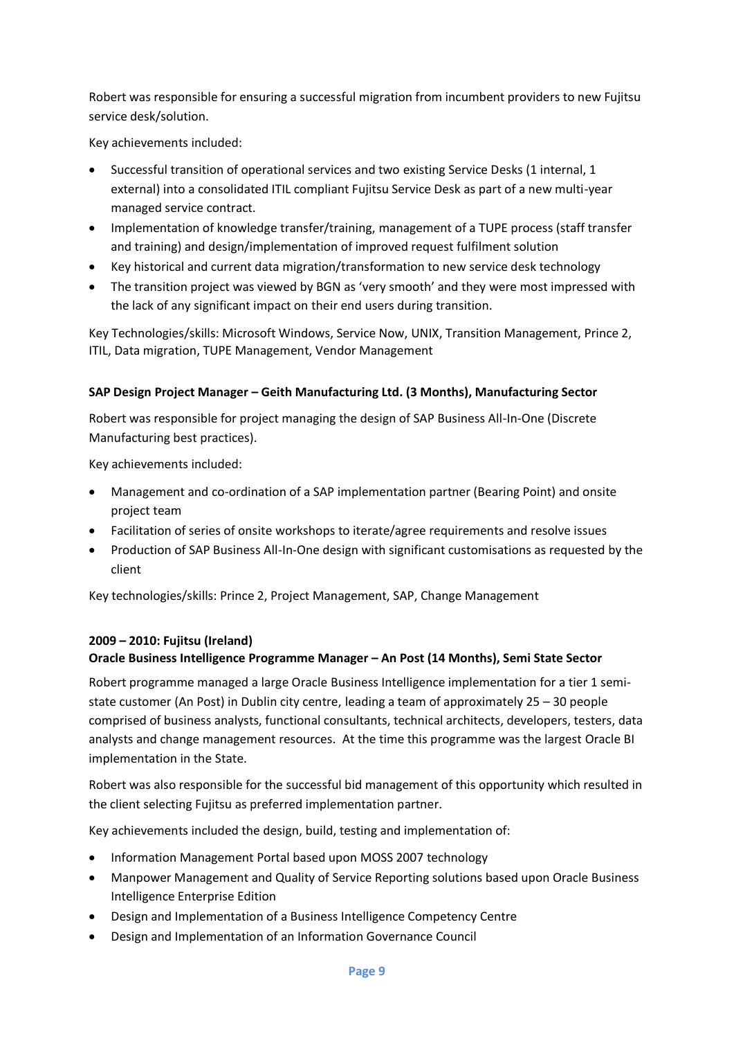Robert was responsible for ensuring a successful migration from incumbent providers to new Fujitsu service desk/solution.

Key achievements included:

- Successful transition of operational services and two existing Service Desks (1 internal, 1 external) into a consolidated ITIL compliant Fujitsu Service Desk as part of a new multi-year managed service contract.
- Implementation of knowledge transfer/training, management of a TUPE process (staff transfer and training) and design/implementation of improved request fulfilment solution
- Key historical and current data migration/transformation to new service desk technology
- The transition project was viewed by BGN as 'very smooth' and they were most impressed with the lack of any significant impact on their end users during transition.

Key Technologies/skills: Microsoft Windows, Service Now, UNIX, Transition Management, Prince 2, ITIL, Data migration, TUPE Management, Vendor Management

**SAP Design Project Manager – Geith Manufacturing Ltd. (3 Months), Manufacturing Sector**

Robert was responsible for project managing the design of SAP Business All-In-One (Discrete Manufacturing best practices).

Key achievements included:

- Management and co-ordination of a SAP implementation partner (Bearing Point) and onsite project team
- Facilitation of series of onsite workshops to iterate/agree requirements and resolve issues
- Production of SAP Business All-In-One design with significant customisations as requested by the client

Key technologies/skills: Prince 2, Project Management, SAP, Change Management

**2009 – 2010: Fujitsu (Ireland)**
**Oracle Business Intelligence Programme Manager – An Post (14 Months), Semi State Sector**

Robert programme managed a large Oracle Business Intelligence implementation for a tier 1 semi-state customer (An Post) in Dublin city centre, leading a team of approximately 25 – 30 people comprised of business analysts, functional consultants, technical architects, developers, testers, data analysts and change management resources. At the time this programme was the largest Oracle BI implementation in the State.

Robert was also responsible for the successful bid management of this opportunity which resulted in the client selecting Fujitsu as preferred implementation partner.

Key achievements included the design, build, testing and implementation of:

- Information Management Portal based upon MOSS 2007 technology
- Manpower Management and Quality of Service Reporting solutions based upon Oracle Business Intelligence Enterprise Edition
- Design and Implementation of a Business Intelligence Competency Centre
- Design and Implementation of an Information Governance Council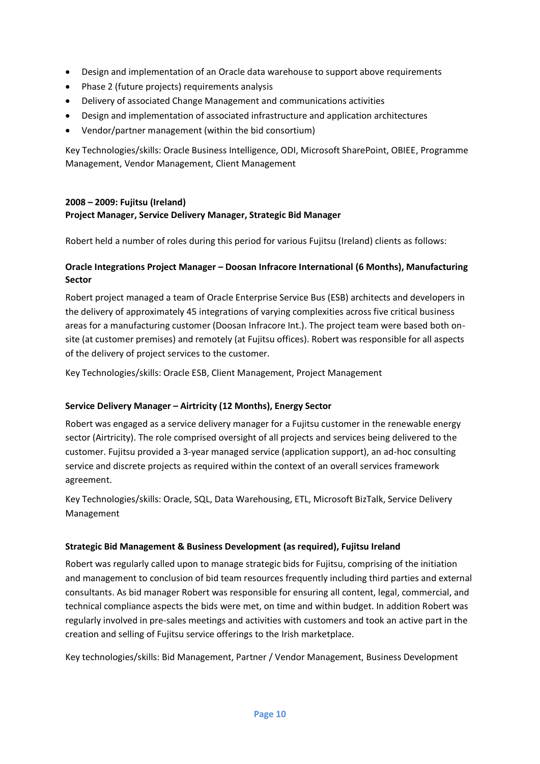- Design and implementation of an Oracle data warehouse to support above requirements
- Phase 2 (future projects) requirements analysis
- Delivery of associated Change Management and communications activities
- Design and implementation of associated infrastructure and application architectures
- Vendor/partner management (within the bid consortium)

Key Technologies/skills: Oracle Business Intelligence, ODI, Microsoft SharePoint, OBIEE, Programme Management, Vendor Management, Client Management

**2008 – 2009: Fujitsu (Ireland)**
**Project Manager, Service Delivery Manager, Strategic Bid Manager**

Robert held a number of roles during this period for various Fujitsu (Ireland) clients as follows:

**Oracle Integrations Project Manager – Doosan Infracore International (6 Months), Manufacturing Sector**

Robert project managed a team of Oracle Enterprise Service Bus (ESB) architects and developers in the delivery of approximately 45 integrations of varying complexities across five critical business areas for a manufacturing customer (Doosan Infracore Int.). The project team were based both on-site (at customer premises) and remotely (at Fujitsu offices). Robert was responsible for all aspects of the delivery of project services to the customer.

Key Technologies/skills: Oracle ESB, Client Management, Project Management

**Service Delivery Manager – Airtricity (12 Months), Energy Sector**

Robert was engaged as a service delivery manager for a Fujitsu customer in the renewable energy sector (Airtricity). The role comprised oversight of all projects and services being delivered to the customer. Fujitsu provided a 3-year managed service (application support), an ad-hoc consulting service and discrete projects as required within the context of an overall services framework agreement.

Key Technologies/skills: Oracle, SQL, Data Warehousing, ETL, Microsoft BizTalk, Service Delivery Management

**Strategic Bid Management & Business Development (as required), Fujitsu Ireland**

Robert was regularly called upon to manage strategic bids for Fujitsu, comprising of the initiation and management to conclusion of bid team resources frequently including third parties and external consultants. As bid manager Robert was responsible for ensuring all content, legal, commercial, and technical compliance aspects the bids were met, on time and within budget. In addition Robert was regularly involved in pre-sales meetings and activities with customers and took an active part in the creation and selling of Fujitsu service offerings to the Irish marketplace.

Key technologies/skills: Bid Management, Partner / Vendor Management, Business Development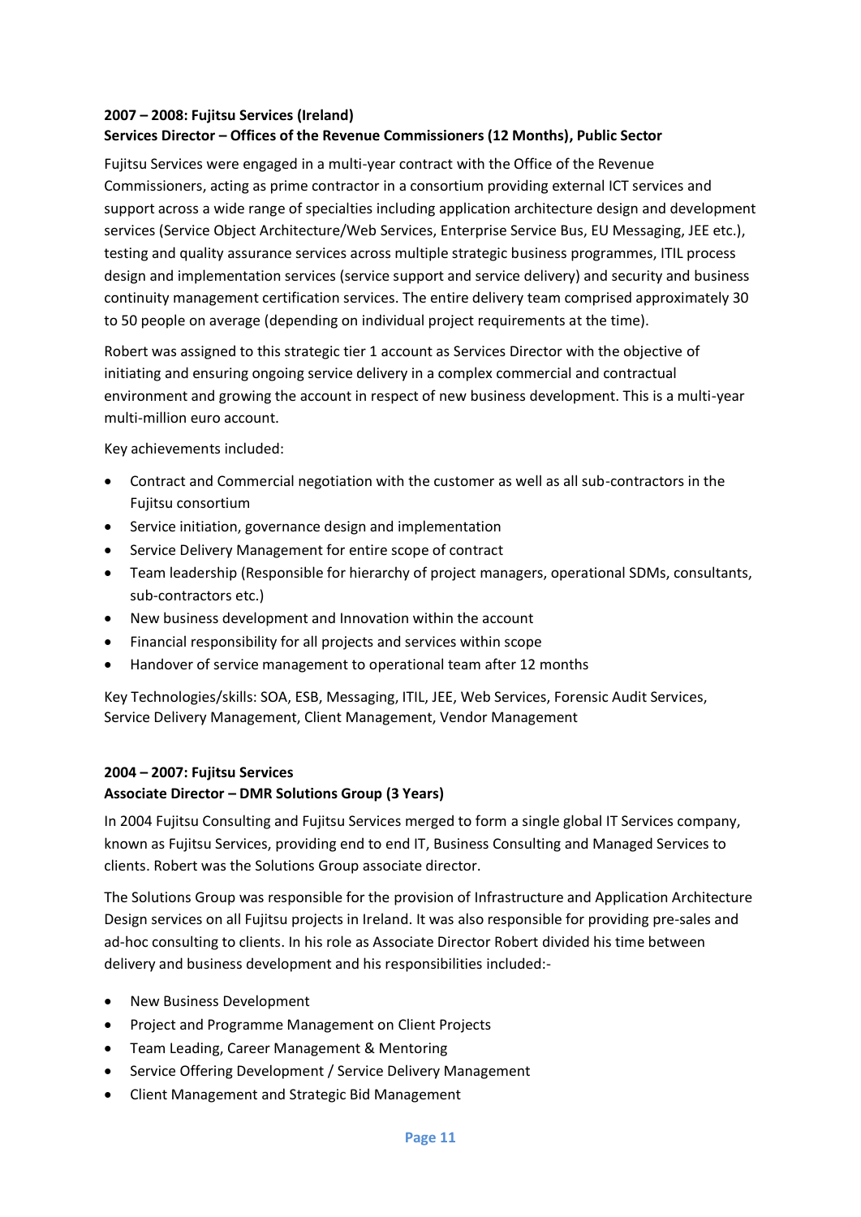**2007 – 2008: Fujitsu Services (Ireland)**
**Services Director – Offices of the Revenue Commissioners (12 Months), Public Sector**

Fujitsu Services were engaged in a multi-year contract with the Office of the Revenue Commissioners, acting as prime contractor in a consortium providing external ICT services and support across a wide range of specialties including application architecture design and development services (Service Object Architecture/Web Services, Enterprise Service Bus, EU Messaging, JEE etc.), testing and quality assurance services across multiple strategic business programmes, ITIL process design and implementation services (service support and service delivery) and security and business continuity management certification services. The entire delivery team comprised approximately 30 to 50 people on average (depending on individual project requirements at the time).

Robert was assigned to this strategic tier 1 account as Services Director with the objective of initiating and ensuring ongoing service delivery in a complex commercial and contractual environment and growing the account in respect of new business development. This is a multi-year multi-million euro account.

Key achievements included:

- Contract and Commercial negotiation with the customer as well as all sub-contractors in the Fujitsu consortium
- Service initiation, governance design and implementation
- Service Delivery Management for entire scope of contract
- Team leadership (Responsible for hierarchy of project managers, operational SDMs, consultants, sub-contractors etc.)
- New business development and Innovation within the account
- Financial responsibility for all projects and services within scope
- Handover of service management to operational team after 12 months

Key Technologies/skills: SOA, ESB, Messaging, ITIL, JEE, Web Services, Forensic Audit Services, Service Delivery Management, Client Management, Vendor Management

**2004 – 2007: Fujitsu Services**
**Associate Director – DMR Solutions Group (3 Years)**

In 2004 Fujitsu Consulting and Fujitsu Services merged to form a single global IT Services company, known as Fujitsu Services, providing end to end IT, Business Consulting and Managed Services to clients. Robert was the Solutions Group associate director.

The Solutions Group was responsible for the provision of Infrastructure and Application Architecture Design services on all Fujitsu projects in Ireland. It was also responsible for providing pre-sales and ad-hoc consulting to clients. In his role as Associate Director Robert divided his time between delivery and business development and his responsibilities included:-

- New Business Development
- Project and Programme Management on Client Projects
- Team Leading, Career Management & Mentoring
- Service Offering Development / Service Delivery Management
- Client Management and Strategic Bid Management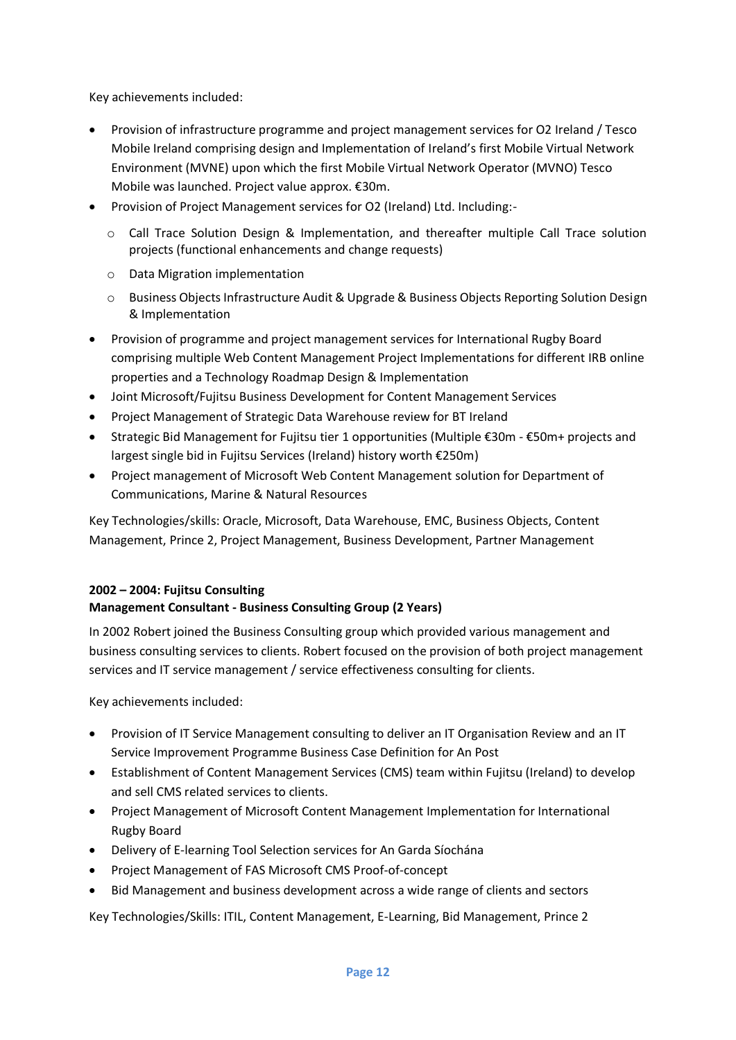Key achievements included:

- Provision of infrastructure programme and project management services for O2 Ireland / Tesco Mobile Ireland comprising design and Implementation of Ireland's first Mobile Virtual Network Environment (MVNE) upon which the first Mobile Virtual Network Operator (MVNO) Tesco Mobile was launched. Project value approx. €30m.
- Provision of Project Management services for O2 (Ireland) Ltd. Including:-
  - Call Trace Solution Design & Implementation, and thereafter multiple Call Trace solution projects (functional enhancements and change requests)
  - Data Migration implementation
  - Business Objects Infrastructure Audit & Upgrade & Business Objects Reporting Solution Design & Implementation
- Provision of programme and project management services for International Rugby Board comprising multiple Web Content Management Project Implementations for different IRB online properties and a Technology Roadmap Design & Implementation
- Joint Microsoft/Fujitsu Business Development for Content Management Services
- Project Management of Strategic Data Warehouse review for BT Ireland
- Strategic Bid Management for Fujitsu tier 1 opportunities (Multiple €30m - €50m+ projects and largest single bid in Fujitsu Services (Ireland) history worth €250m)
- Project management of Microsoft Web Content Management solution for Department of Communications, Marine & Natural Resources

Key Technologies/skills: Oracle, Microsoft, Data Warehouse, EMC, Business Objects, Content Management, Prince 2, Project Management, Business Development, Partner Management

**2002 – 2004: Fujitsu Consulting**
**Management Consultant - Business Consulting Group (2 Years)**

In 2002 Robert joined the Business Consulting group which provided various management and business consulting services to clients. Robert focused on the provision of both project management services and IT service management / service effectiveness consulting for clients.

Key achievements included:

- Provision of IT Service Management consulting to deliver an IT Organisation Review and an IT Service Improvement Programme Business Case Definition for An Post
- Establishment of Content Management Services (CMS) team within Fujitsu (Ireland) to develop and sell CMS related services to clients.
- Project Management of Microsoft Content Management Implementation for International Rugby Board
- Delivery of E-learning Tool Selection services for An Garda Síochána
- Project Management of FAS Microsoft CMS Proof-of-concept
- Bid Management and business development across a wide range of clients and sectors

Key Technologies/Skills: ITIL, Content Management, E-Learning, Bid Management, Prince 2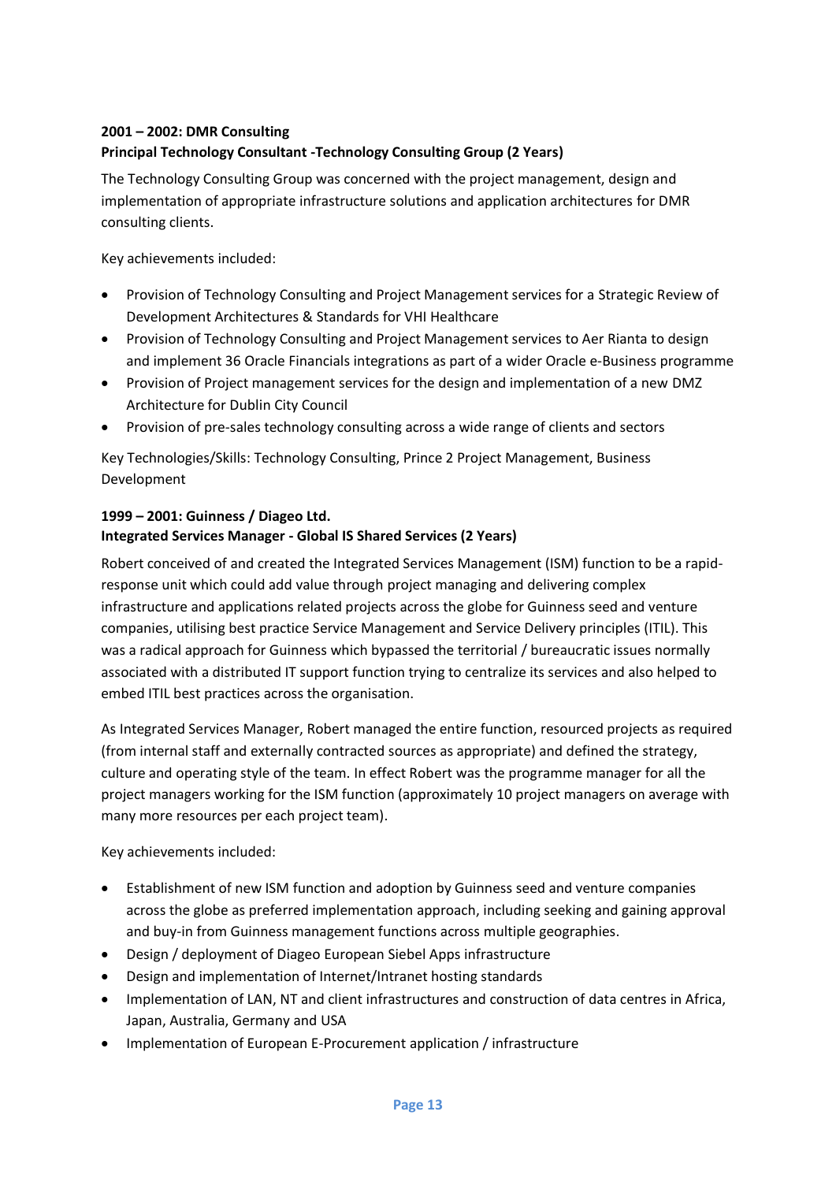**2001 – 2002: DMR Consulting**
**Principal Technology Consultant -Technology Consulting Group (2 Years)**

The Technology Consulting Group was concerned with the project management, design and implementation of appropriate infrastructure solutions and application architectures for DMR consulting clients.

Key achievements included:

- Provision of Technology Consulting and Project Management services for a Strategic Review of Development Architectures & Standards for VHI Healthcare
- Provision of Technology Consulting and Project Management services to Aer Rianta to design and implement 36 Oracle Financials integrations as part of a wider Oracle e-Business programme
- Provision of Project management services for the design and implementation of a new DMZ Architecture for Dublin City Council
- Provision of pre-sales technology consulting across a wide range of clients and sectors

Key Technologies/Skills: Technology Consulting, Prince 2 Project Management, Business Development

**1999 – 2001: Guinness / Diageo Ltd.**
**Integrated Services Manager - Global IS Shared Services (2 Years)**

Robert conceived of and created the Integrated Services Management (ISM) function to be a rapid-response unit which could add value through project managing and delivering complex infrastructure and applications related projects across the globe for Guinness seed and venture companies, utilising best practice Service Management and Service Delivery principles (ITIL). This was a radical approach for Guinness which bypassed the territorial / bureaucratic issues normally associated with a distributed IT support function trying to centralize its services and also helped to embed ITIL best practices across the organisation.

As Integrated Services Manager, Robert managed the entire function, resourced projects as required (from internal staff and externally contracted sources as appropriate) and defined the strategy, culture and operating style of the team. In effect Robert was the programme manager for all the project managers working for the ISM function (approximately 10 project managers on average with many more resources per each project team).

Key achievements included:

- Establishment of new ISM function and adoption by Guinness seed and venture companies across the globe as preferred implementation approach, including seeking and gaining approval and buy-in from Guinness management functions across multiple geographies.
- Design / deployment of Diageo European Siebel Apps infrastructure
- Design and implementation of Internet/Intranet hosting standards
- Implementation of LAN, NT and client infrastructures and construction of data centres in Africa, Japan, Australia, Germany and USA
- Implementation of European E-Procurement application / infrastructure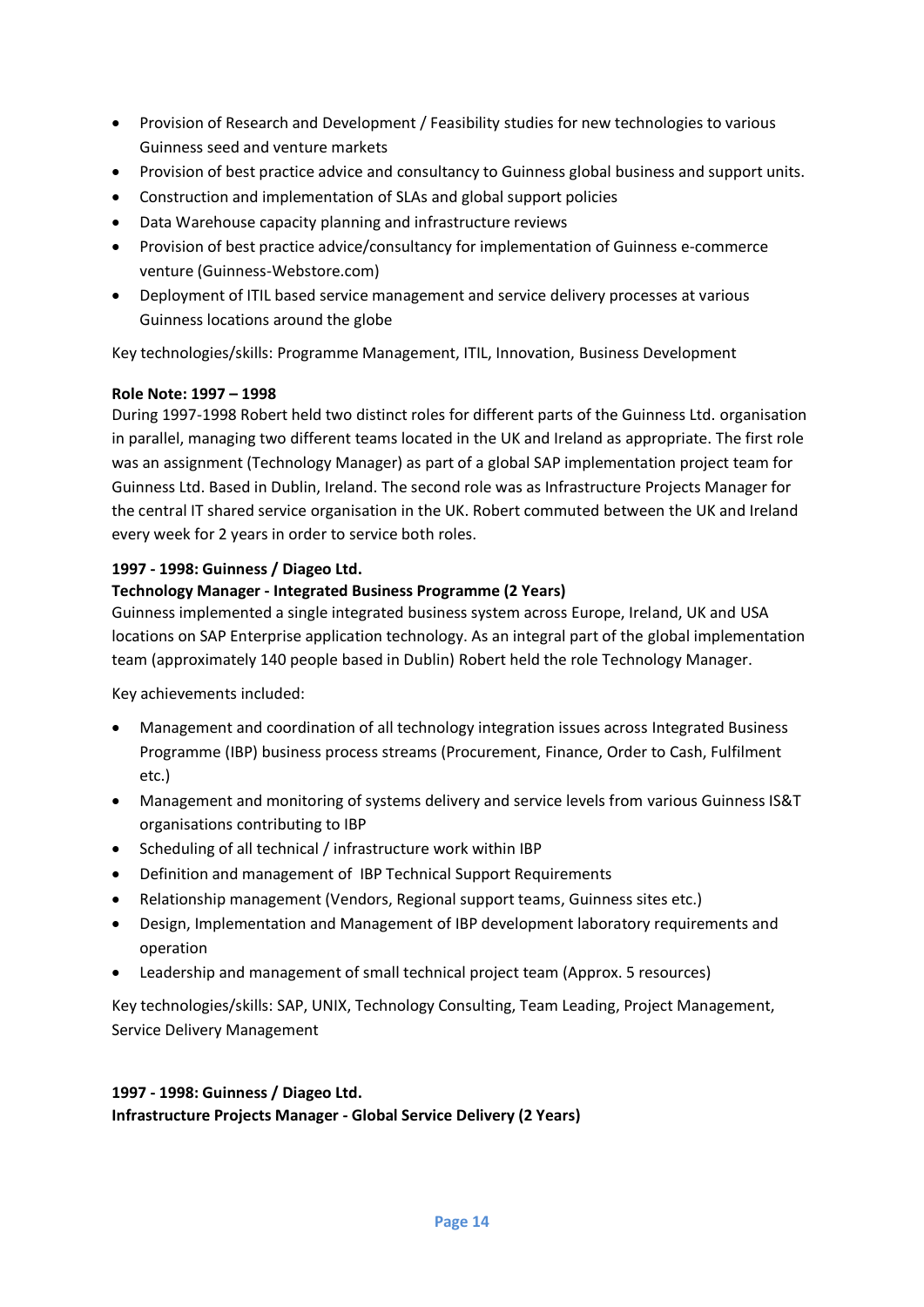- Provision of Research and Development / Feasibility studies for new technologies to various Guinness seed and venture markets
- Provision of best practice advice and consultancy to Guinness global business and support units.
- Construction and implementation of SLAs and global support policies
- Data Warehouse capacity planning and infrastructure reviews
- Provision of best practice advice/consultancy for implementation of Guinness e-commerce venture (Guinness-Webstore.com)
- Deployment of ITIL based service management and service delivery processes at various Guinness locations around the globe

Key technologies/skills: Programme Management, ITIL, Innovation, Business Development

**Role Note: 1997 – 1998**
During 1997-1998 Robert held two distinct roles for different parts of the Guinness Ltd. organisation in parallel, managing two different teams located in the UK and Ireland as appropriate. The first role was an assignment (Technology Manager) as part of a global SAP implementation project team for Guinness Ltd. Based in Dublin, Ireland. The second role was as Infrastructure Projects Manager for the central IT shared service organisation in the UK. Robert commuted between the UK and Ireland every week for 2 years in order to service both roles.

**1997 - 1998: Guinness / Diageo Ltd.**
**Technology Manager - Integrated Business Programme (2 Years)**
Guinness implemented a single integrated business system across Europe, Ireland, UK and USA locations on SAP Enterprise application technology. As an integral part of the global implementation team (approximately 140 people based in Dublin) Robert held the role Technology Manager.

Key achievements included:

- Management and coordination of all technology integration issues across Integrated Business Programme (IBP) business process streams (Procurement, Finance, Order to Cash, Fulfilment etc.)
- Management and monitoring of systems delivery and service levels from various Guinness IS&T organisations contributing to IBP
- Scheduling of all technical / infrastructure work within IBP
- Definition and management of IBP Technical Support Requirements
- Relationship management (Vendors, Regional support teams, Guinness sites etc.)
- Design, Implementation and Management of IBP development laboratory requirements and operation
- Leadership and management of small technical project team (Approx. 5 resources)

Key technologies/skills: SAP, UNIX, Technology Consulting, Team Leading, Project Management, Service Delivery Management

**1997 - 1998: Guinness / Diageo Ltd.**
**Infrastructure Projects Manager - Global Service Delivery (2 Years)**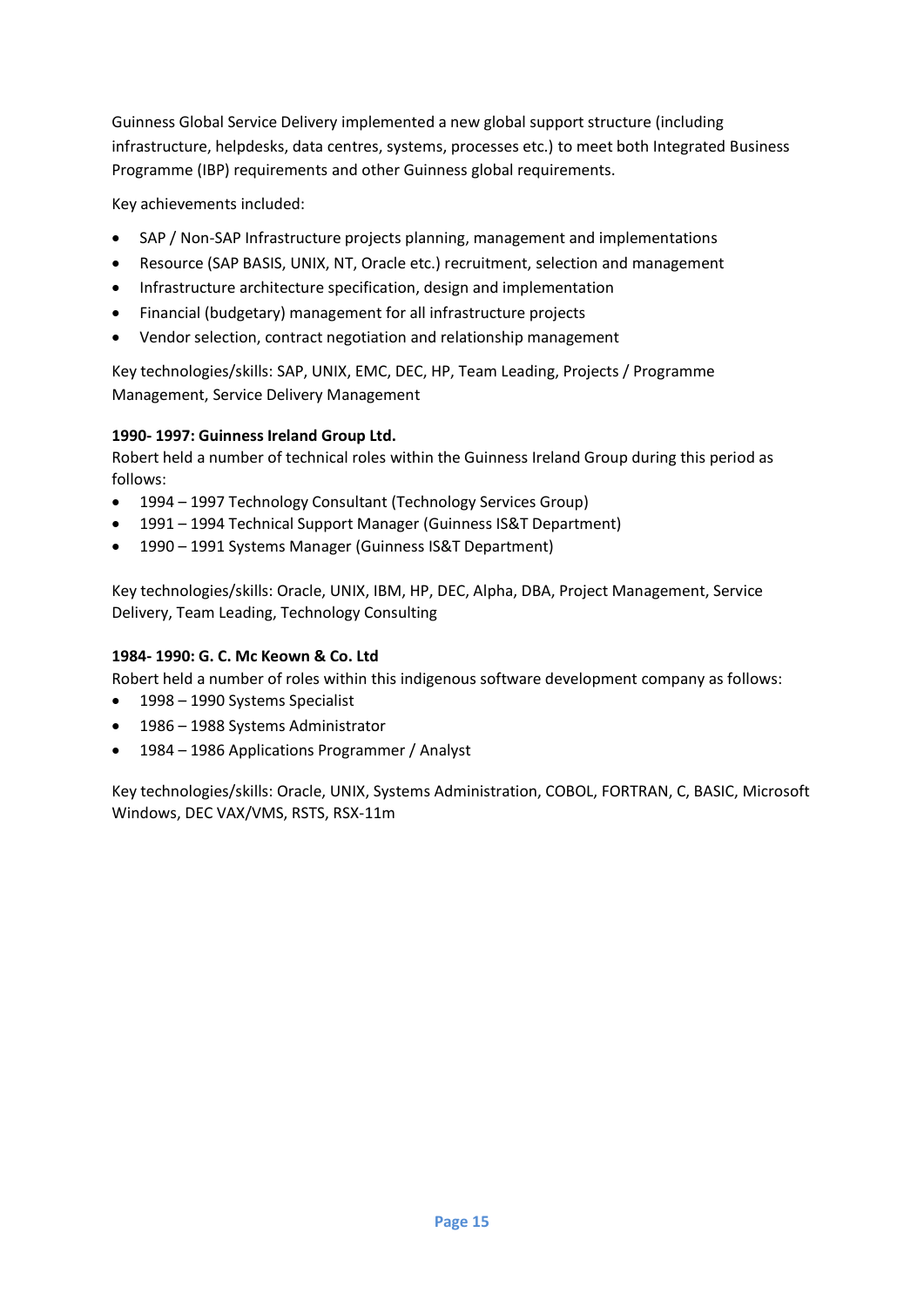Guinness Global Service Delivery implemented a new global support structure (including infrastructure, helpdesks, data centres, systems, processes etc.) to meet both Integrated Business Programme (IBP) requirements and other Guinness global requirements.

Key achievements included:

- SAP / Non-SAP Infrastructure projects planning, management and implementations
- Resource (SAP BASIS, UNIX, NT, Oracle etc.) recruitment, selection and management
- Infrastructure architecture specification, design and implementation
- Financial (budgetary) management for all infrastructure projects
- Vendor selection, contract negotiation and relationship management

Key technologies/skills: SAP, UNIX, EMC, DEC, HP, Team Leading, Projects / Programme Management, Service Delivery Management

**1990- 1997: Guinness Ireland Group Ltd.**
Robert held a number of technical roles within the Guinness Ireland Group during this period as follows:

- 1994 – 1997 Technology Consultant (Technology Services Group)
- 1991 – 1994 Technical Support Manager (Guinness IS&T Department)
- 1990 – 1991 Systems Manager (Guinness IS&T Department)

Key technologies/skills: Oracle, UNIX, IBM, HP, DEC, Alpha, DBA, Project Management, Service Delivery, Team Leading, Technology Consulting

**1984- 1990: G. C. Mc Keown & Co. Ltd**
Robert held a number of roles within this indigenous software development company as follows:

- 1998 – 1990 Systems Specialist
- 1986 – 1988 Systems Administrator
- 1984 – 1986 Applications Programmer / Analyst

Key technologies/skills: Oracle, UNIX, Systems Administration, COBOL, FORTRAN, C, BASIC, Microsoft Windows, DEC VAX/VMS, RSTS, RSX-11m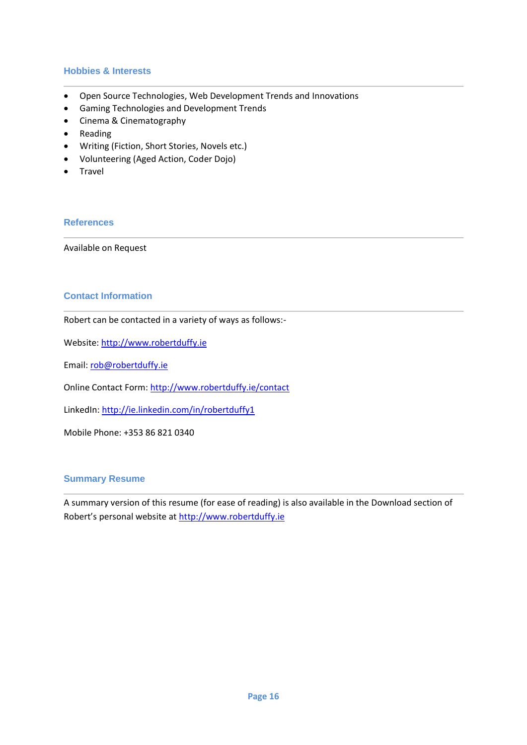## Hobbies & Interests

- Open Source Technologies, Web Development Trends and Innovations
- Gaming Technologies and Development Trends
- Cinema & Cinematography
- Reading
- Writing (Fiction, Short Stories, Novels etc.)
- Volunteering (Aged Action, Coder Dojo)
- Travel

## References

Available on Request

## Contact Information

Robert can be contacted in a variety of ways as follows:-

Website: http://www.robertduffy.ie

Email: rob@robertduffy.ie

Online Contact Form: http://www.robertduffy.ie/contact

LinkedIn: http://ie.linkedin.com/in/robertduffy1

Mobile Phone: +353 86 821 0340

## Summary Resume

A summary version of this resume (for ease of reading) is also available in the Download section of Robert's personal website at http://www.robertduffy.ie